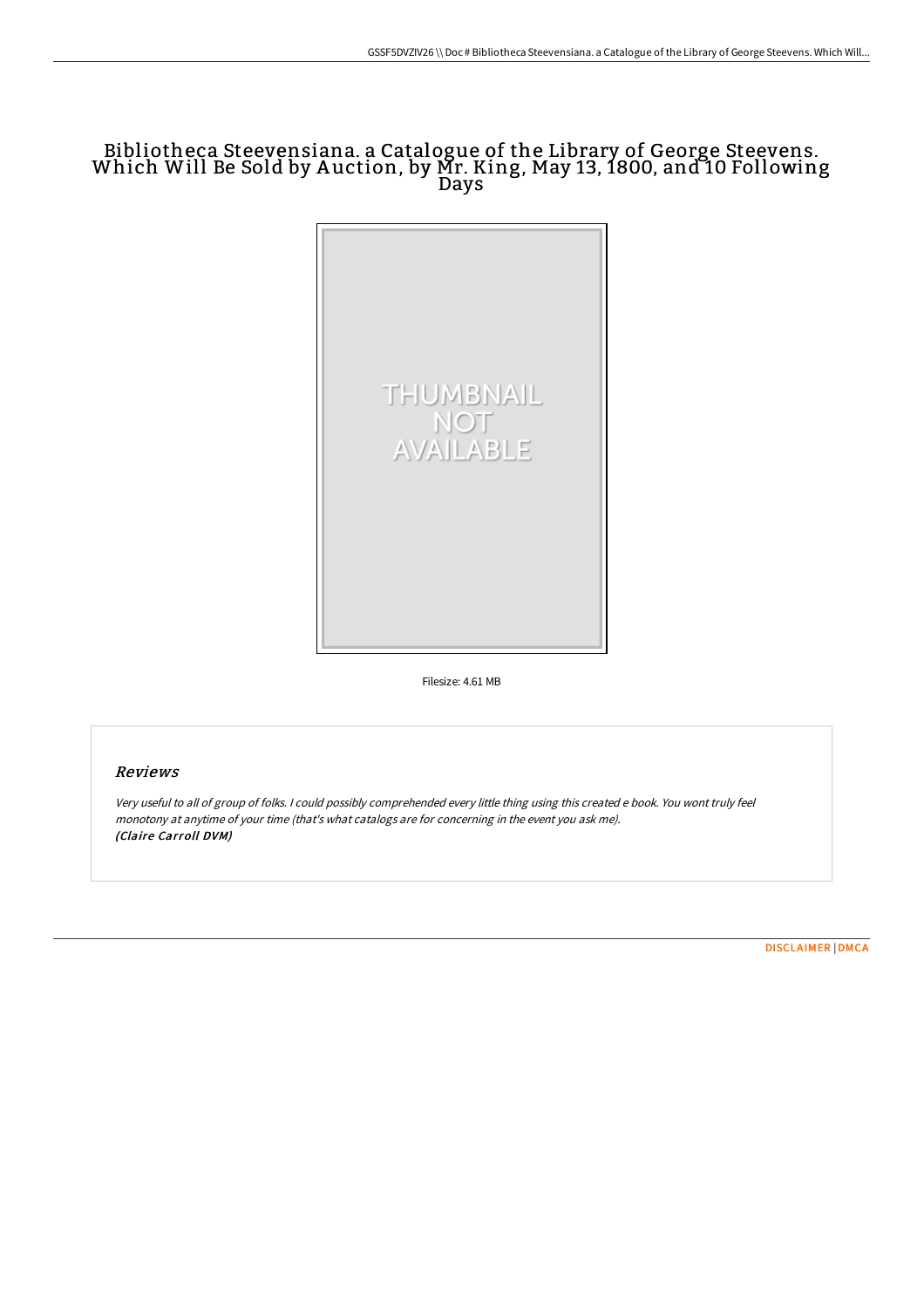# Bibliotheca Steevensiana. a Catalogue of the Library of George Steevens. Which Will Be Sold by Auction, by Mr. King, May 13, 1800, and 10 Following Days

Filesize: 4.61 MB

## Reviews

*Very useful to all of group of folks. I could possibly comprehended every little thing using this created e book. You wont truly feel monotony at anytime of your time (that's what catalogs are for concerning in the event you ask me).*
***(Claire Carroll DVM)***

DISCLAIMER | DMCA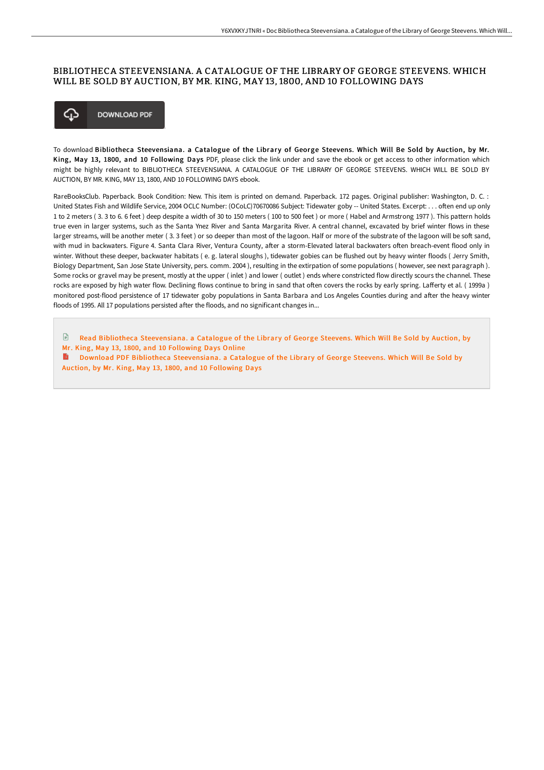# BIBLIOTHECA STEEVENSIANA. A CATALOGUE OF THE LIBRARY OF GEORGE STEEVENS. WHICH WILL BE SOLD BY AUCTION, BY MR. KING, MAY 13, 1800, AND 10 FOLLOWING DAYS

DOWNLOAD PDF

To download **Bibliotheca Steevensiana. a Catalogue of the Library of George Steevens. Which Will Be Sold by Auction, by Mr. King, May 13, 1800, and 10 Following Days** PDF, please click the link under and save the ebook or get access to other information which might be highly relevant to BIBLIOTHECA STEEVENSIANA. A CATALOGUE OF THE LIBRARY OF GEORGE STEEVENS. WHICH WILL BE SOLD BY AUCTION, BY MR. KING, MAY 13, 1800, AND 10 FOLLOWING DAYS ebook.

RareBooksClub. Paperback. Book Condition: New. This item is printed on demand. Paperback. 172 pages. Original publisher: Washington, D. C. : United States Fish and Wildlife Service, 2004 OCLC Number: (OCoLC)70670086 Subject: Tidewater goby -- United States. Excerpt: . . . often end up only 1 to 2 meters ( 3. 3 to 6. 6 feet ) deep despite a width of 30 to 150 meters ( 100 to 500 feet ) or more ( Habel and Armstrong 1977 ). This pattern holds true even in larger systems, such as the Santa Ynez River and Santa Margarita River. A central channel, excavated by brief winter flows in these larger streams, will be another meter ( 3. 3 feet ) or so deeper than most of the lagoon. Half or more of the substrate of the lagoon will be soft sand, with mud in backwaters. Figure 4. Santa Clara River, Ventura County, after a storm-Elevated lateral backwaters often breach-event flood only in winter. Without these deeper, backwater habitats ( e. g. lateral sloughs ), tidewater gobies can be flushed out by heavy winter floods ( Jerry Smith, Biology Department, San Jose State University, pers. comm. 2004 ), resulting in the extirpation of some populations ( however, see next paragraph ). Some rocks or gravel may be present, mostly at the upper ( inlet ) and lower ( outlet ) ends where constricted flow directly scours the channel. These rocks are exposed by high water flow. Declining flows continue to bring in sand that often covers the rocks by early spring. Lafferty et al. ( 1999a ) monitored post-flood persistence of 17 tidewater goby populations in Santa Barbara and Los Angeles Counties during and after the heavy winter floods of 1995. All 17 populations persisted after the floods, and no significant changes in...

Read Bibliotheca Steevensiana. a Catalogue of the Library of George Steevens. Which Will Be Sold by Auction, by Mr. King, May 13, 1800, and 10 Following Days Online

Download PDF Bibliotheca Steevensiana. a Catalogue of the Library of George Steevens. Which Will Be Sold by Auction, by Mr. King, May 13, 1800, and 10 Following Days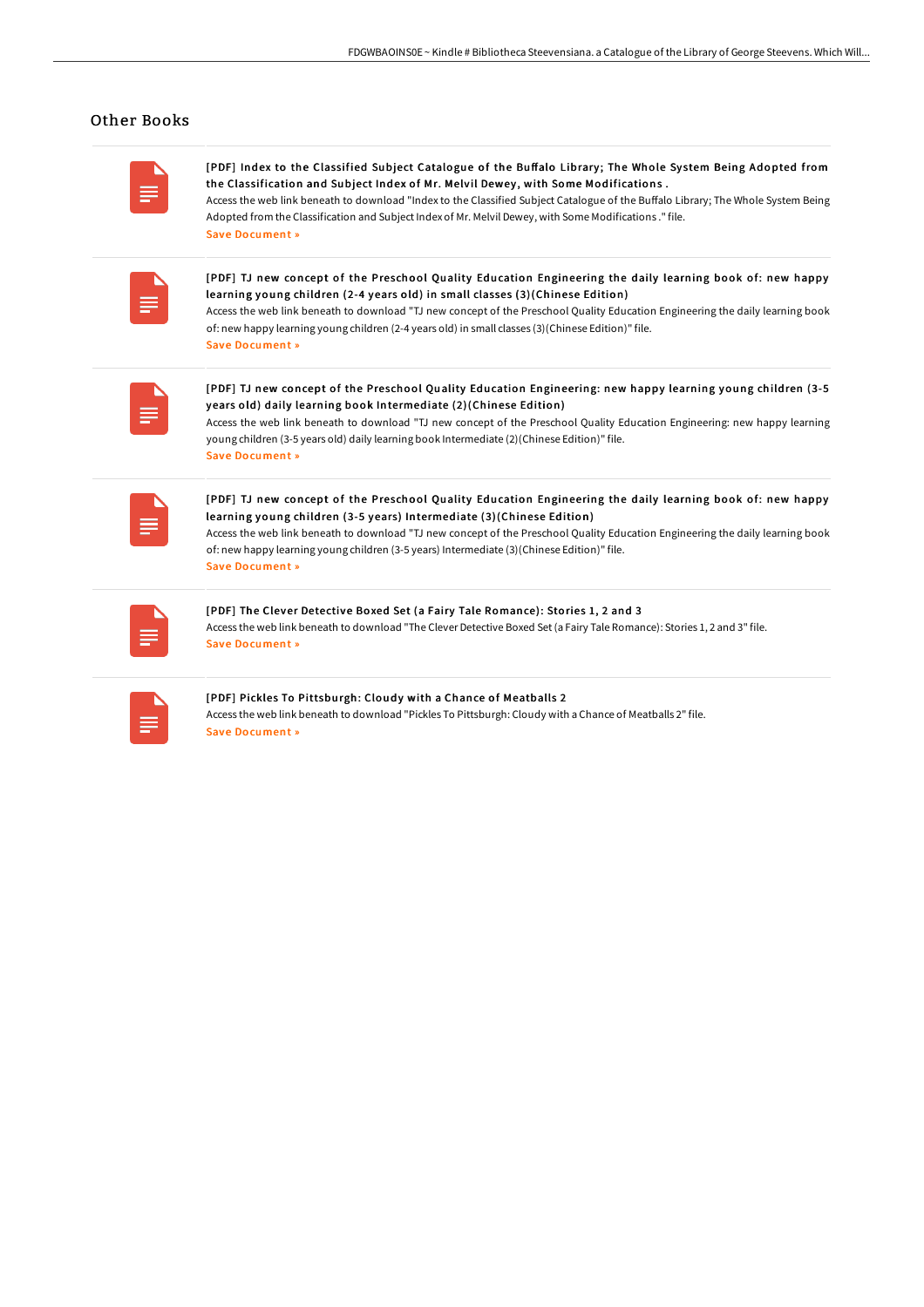## Other Books

**[PDF] Index to the Classified Subject Catalogue of the Buffalo Library; The Whole System Being Adopted from the Classification and Subject Index of Mr. Melvil Dewey, with Some Modifications .**

Access the web link beneath to download "Index to the Classified Subject Catalogue of the Buffalo Library; The Whole System Being Adopted from the Classification and Subject Index of Mr. Melvil Dewey, with Some Modifications ." file.

Save Document »

**[PDF] TJ new concept of the Preschool Quality Education Engineering the daily learning book of: new happy learning young children (2-4 years old) in small classes (3)(Chinese Edition)**

Access the web link beneath to download "TJ new concept of the Preschool Quality Education Engineering the daily learning book of: new happy learning young children (2-4 years old) in small classes (3)(Chinese Edition)" file.

Save Document »

**[PDF] TJ new concept of the Preschool Quality Education Engineering: new happy learning young children (3-5 years old) daily learning book Intermediate (2)(Chinese Edition)**

Access the web link beneath to download "TJ new concept of the Preschool Quality Education Engineering: new happy learning young children (3-5 years old) daily learning book Intermediate (2)(Chinese Edition)" file.

Save Document »

**[PDF] TJ new concept of the Preschool Quality Education Engineering the daily learning book of: new happy learning young children (3-5 years) Intermediate (3)(Chinese Edition)**

Access the web link beneath to download "TJ new concept of the Preschool Quality Education Engineering the daily learning book of: new happy learning young children (3-5 years) Intermediate (3)(Chinese Edition)" file.

Save Document »

**[PDF] The Clever Detective Boxed Set (a Fairy Tale Romance): Stories 1, 2 and 3**

Access the web link beneath to download "The Clever Detective Boxed Set (a Fairy Tale Romance): Stories 1, 2 and 3" file.

Save Document »

**[PDF] Pickles To Pittsburgh: Cloudy with a Chance of Meatballs 2**

Access the web link beneath to download "Pickles To Pittsburgh: Cloudy with a Chance of Meatballs 2" file.

Save Document »